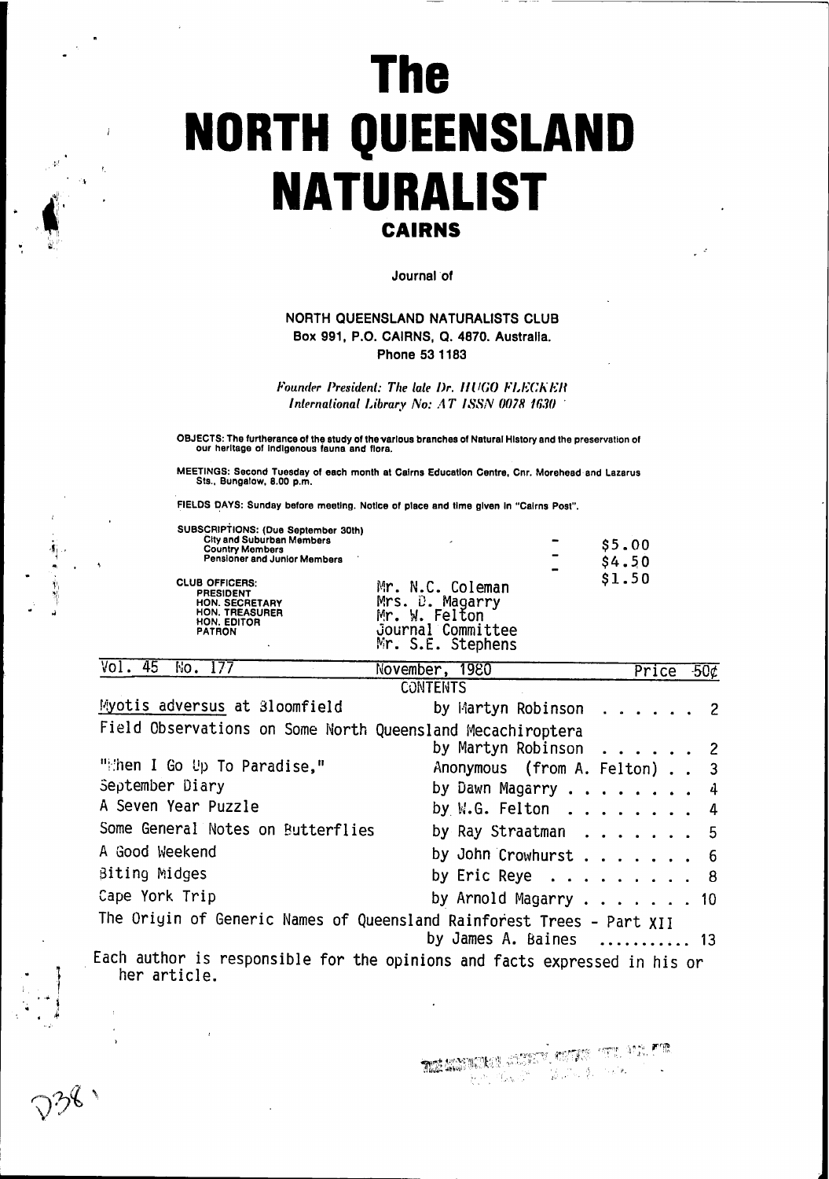# The NORTH QUEENSLAND NATURALIST

## CAIRNS

Journal of

**NORTH QUEENSLAND NATURALISTS CLUB**
**Box 991, P.O. CAIRNS, Q. 4870. Australia.**
**Phone 53 1183**

*Founder President: The late Dr. HUGO FLECKER*
*International Library No: AT ISSN 0078 1630*

OBJECTS: The furtherance of the study of the various branches of Natural History and the preservation of our heritage of indigenous fauna and flora.

MEETINGS: Second Tuesday of each month at Cairns Education Centre, Cnr. Morehead and Lazarus Sts., Bungalow, 8.00 p.m.

FIELDS DAYS: Sunday before meeting. Notice of place and time given in "Cairns Post".

SUBSCRIPTIONS: (Due September 30th)

| | |
|---|---|
| City and Suburban Members | - $5.00 |
| Country Members | - $4.50 |
| Pensioner and Junior Members | - $1.50 |

CLUB OFFICERS:

| | |
|---|---|
| PRESIDENT | Mr. N.C. Coleman |
| HON. SECRETARY | Mrs. D. Magarry |
| HON. TREASURER | Mr. W. Felton |
| HON. EDITOR | Journal Committee |
| PATRON | Mr. S.E. Stephens |

Vol. 45 No. 177 — November, 1980 — Price 50¢

## CONTENTS

| | | |
|---|---|---|
| *Myotis adversus* at Bloomfield | by Martyn Robinson | 2 |
| Field Observations on Some North Queensland Mecachiroptera | by Martyn Robinson | 2 |
| "When I Go Up To Paradise," | Anonymous (from A. Felton) | 3 |
| September Diary | by Dawn Magarry | 4 |
| A Seven Year Puzzle | by W.G. Felton | 4 |
| Some General Notes on Butterflies | by Ray Straatman | 5 |
| A Good Weekend | by John Crowhurst | 6 |
| Biting Midges | by Eric Reye | 8 |
| Cape York Trip | by Arnold Magarry | 10 |
| The Origin of Generic Names of Queensland Rainforest Trees - Part XII | by James A. Baines | 13 |

Each author is responsible for the opinions and facts expressed in his or her article.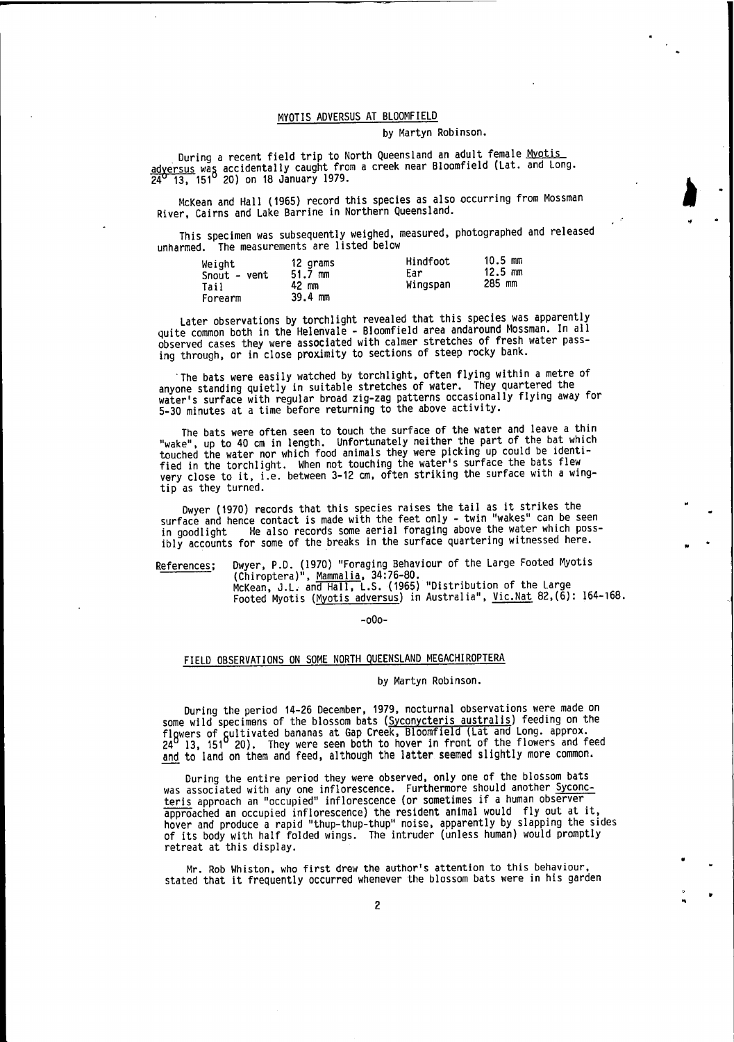## MYOTIS ADVERSUS AT BLOOMFIELD

by Martyn Robinson.

During a recent field trip to North Queensland an adult female *Myotis adversus* was accidentally caught from a creek near Bloomfield (Lat. and Long. $24^{0}$ 13, $151^{0}$ 20) on 18 January 1979.

McKean and Hall (1965) record this species as also occurring from Mossman River, Cairns and Lake Barrine in Northern Queensland.

This specimen was subsequently weighed, measured, photographed and released unharmed. The measurements are listed below

| | | | |
|---|---|---|---|
| Weight | 12 grams | Hindfoot | 10.5 mm |
| Snout - vent | 51.7 mm | Ear | 12.5 mm |
| Tail | 42 mm | Wingspan | 285 mm |
| Forearm | 39.4 mm | | |

Later observations by torchlight revealed that this species was apparently quite common both in the Helenvale - Bloomfield area andaround Mossman. In all observed cases they were associated with calmer stretches of fresh water passing through, or in close proximity to sections of steep rocky bank.

The bats were easily watched by torchlight, often flying within a metre of anyone standing quietly in suitable stretches of water. They quartered the water's surface with regular broad zig-zag patterns occasionally flying away for 5-30 minutes at a time before returning to the above activity.

The bats were often seen to touch the surface of the water and leave a thin "wake", up to 40 cm in length. Unfortunately neither the part of the bat which touched the water nor which food animals they were picking up could be identified in the torchlight. When not touching the water's surface the bats flew very close to it, i.e. between 3-12 cm, often striking the surface with a wingtip as they turned.

Dwyer (1970) records that this species raises the tail as it strikes the surface and hence contact is made with the feet only - twin "wakes" can be seen in goodlight He also records some aerial foraging above the water which possibly accounts for some of the breaks in the surface quartering witnessed here.

References; Dwyer, P.D. (1970) "Foraging Behaviour of the Large Footed Myotis (Chiroptera)", Mammalia, 34:76-80.
McKean, J.L. and Hall, L.S. (1965) "Distribution of the Large Footed Myotis (*Myotis adversus*) in Australia", Vic.Nat 82,(6): 164-168.

-o0o-

## FIELD OBSERVATIONS ON SOME NORTH QUEENSLAND MEGACHIROPTERA

by Martyn Robinson.

During the period 14-26 December, 1979, nocturnal observations were made on some wild specimens of the blossom bats (*Syconycteris australis*) feeding on the flowers of cultivated bananas at Gap Creek, Bloomfield (Lat and Long. approx. $24^{0}$ 13, $151^{0}$ 20). They were seen both to hover in front of the flowers and feed and to land on them and feed, although the latter seemed slightly more common.

During the entire period they were observed, only one of the blossom bats was associated with any one inflorescence. Furthermore should another *Syconcteris* approach an "occupied" inflorescence (or sometimes if a human observer approached an occupied inflorescence) the resident animal would fly out at it, hover and produce a rapid "thup-thup-thup" noise, apparently by slapping the sides of its body with half folded wings. The intruder (unless human) would promptly retreat at this display.

Mr. Rob Whiston, who first drew the author's attention to this behaviour, stated that it frequently occurred whenever the blossom bats were in his garden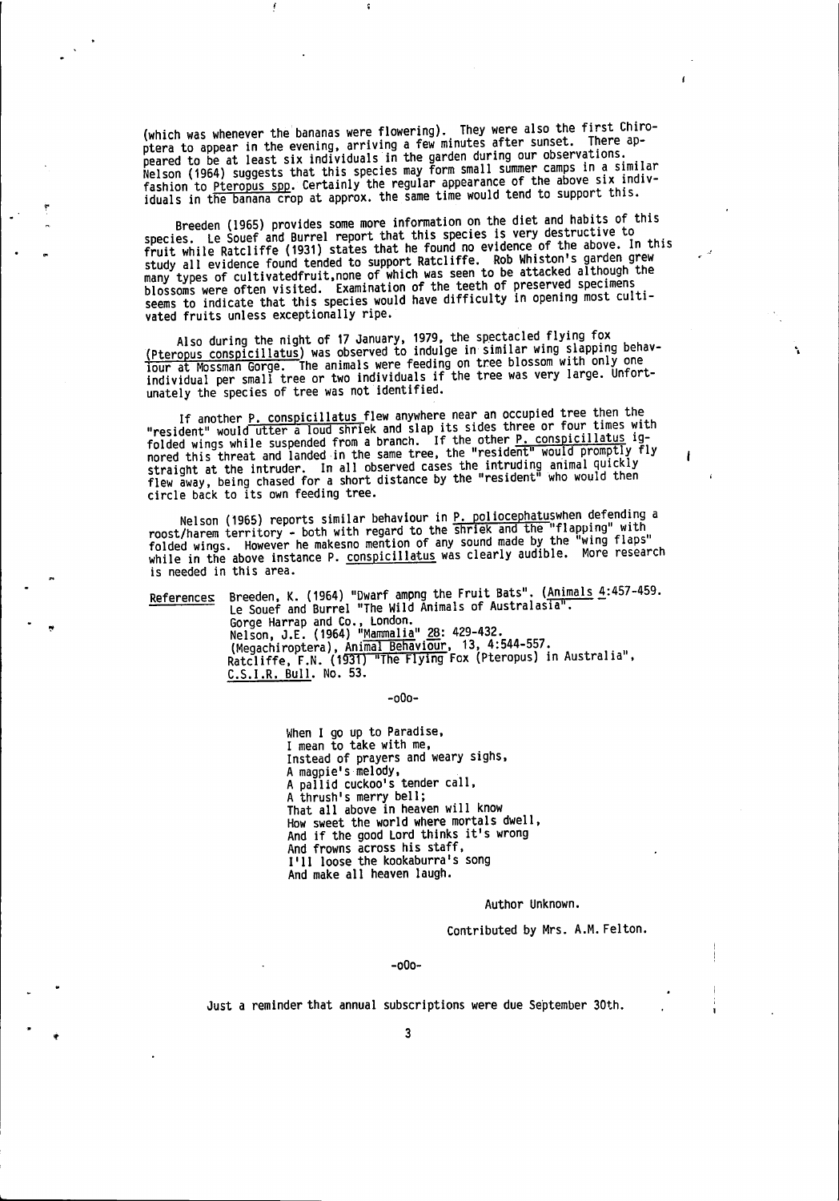(which was whenever the bananas were flowering). They were also the first Chiroptera to appear in the evening, arriving a few minutes after sunset. There appeared to be at least six individuals in the garden during our observations. Nelson (1964) suggests that this species may form small summer camps in a similar fashion to Pteropus spp. Certainly the regular appearance of the above six individuals in the banana crop at approx. the same time would tend to support this.

Breeden (1965) provides some more information on the diet and habits of this species. Le Souef and Burrel report that this species is very destructive to fruit while Ratcliffe (1931) states that he found no evidence of the above. In this study all evidence found tended to support Ratcliffe. Rob Whiston's garden grew many types of cultivatedfruit,none of which was seen to be attacked although the blossoms were often visited. Examination of the teeth of preserved specimens seems to indicate that this species would have difficulty in opening most cultivated fruits unless exceptionally ripe.

Also during the night of 17 January, 1979, the spectacled flying fox (Pteropus conspicillatus) was observed to indulge in similar wing slapping behaviour at Mossman Gorge. The animals were feeding on tree blossom with only one individual per small tree or two individuals if the tree was very large. Unfortunately the species of tree was not identified.

If another P. conspicillatus flew anywhere near an occupied tree then the "resident" would utter a loud shriek and slap its sides three or four times with folded wings while suspended from a branch. If the other P. conspicillatus ignored this threat and landed in the same tree, the "resident" would promptly fly straight at the intruder. In all observed cases the intruding animal quickly flew away, being chased for a short distance by the "resident" who would then circle back to its own feeding tree.

Nelson (1965) reports similar behaviour in P. poliocephatuswhen defending a roost/harem territory - both with regard to the shriek and the "flapping" with folded wings. However he makesno mention of any sound made by the "wing flaps" while in the above instance P. conspicillatus was clearly audible. More research is needed in this area.

References: Breeden, K. (1964) "Dwarf ampng the Fruit Bats". (Animals 4:457-459.
Le Souef and Burrel "The Wild Animals of Australasia".
Gorge Harrap and Co., London.
Nelson, J.E. (1964) "Mammalia" 28: 429-432.
(Megachiroptera), Animal Behaviour, 13, 4:544-557.
Ratcliffe, F.N. (1931) "The Flying Fox (Pteropus) in Australia",
C.S.I.R. Bull. No. 53.

-oOo-

When I go up to Paradise,
I mean to take with me,
Instead of prayers and weary sighs,
A magpie's melody,
A pallid cuckoo's tender call,
A thrush's merry bell;
That all above in heaven will know
How sweet the world where mortals dwell,
And if the good Lord thinks it's wrong
And frowns across his staff,
I'll loose the kookaburra's song
And make all heaven laugh.

Author Unknown.

Contributed by Mrs. A.M. Felton.

-oOo-

Just a reminder that annual subscriptions were due September 30th.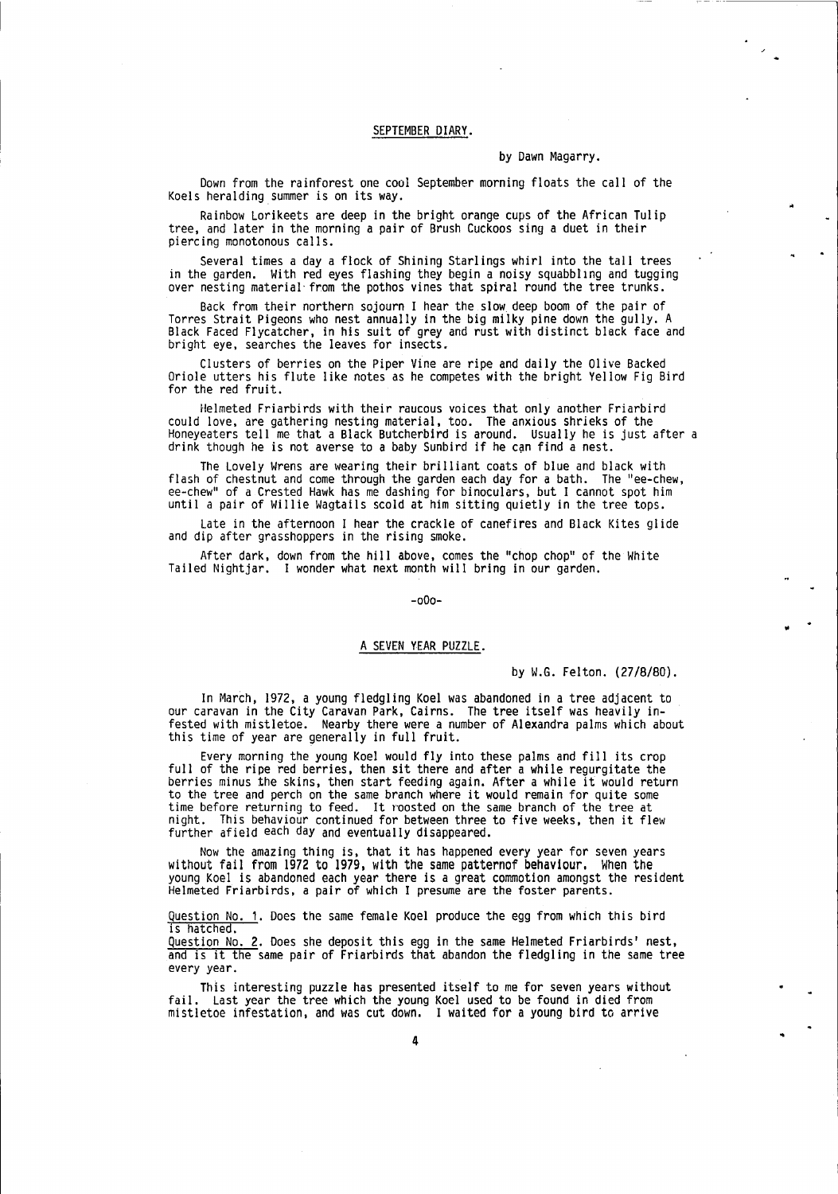## SEPTEMBER DIARY.

by Dawn Magarry.

Down from the rainforest one cool September morning floats the call of the Koels heralding summer is on its way.

Rainbow Lorikeets are deep in the bright orange cups of the African Tulip tree, and later in the morning a pair of Brush Cuckoos sing a duet in their piercing monotonous calls.

Several times a day a flock of Shining Starlings whirl into the tall trees in the garden. With red eyes flashing they begin a noisy squabbling and tugging over nesting material from the pothos vines that spiral round the tree trunks.

Back from their northern sojourn I hear the slow deep boom of the pair of Torres Strait Pigeons who nest annually in the big milky pine down the gully. A Black Faced Flycatcher, in his suit of grey and rust with distinct black face and bright eye, searches the leaves for insects.

Clusters of berries on the Piper Vine are ripe and daily the Olive Backed Oriole utters his flute like notes as he competes with the bright Yellow Fig Bird for the red fruit.

Helmeted Friarbirds with their raucous voices that only another Friarbird could love, are gathering nesting material, too. The anxious shrieks of the Honeyeaters tell me that a Black Butcherbird is around. Usually he is just after a drink though he is not averse to a baby Sunbird if he can find a nest.

The Lovely Wrens are wearing their brilliant coats of blue and black with flash of chestnut and come through the garden each day for a bath. The "ee-chew, ee-chew" of a Crested Hawk has me dashing for binoculars, but I cannot spot him until a pair of Willie Wagtails scold at him sitting quietly in the tree tops.

Late in the afternoon I hear the crackle of canefires and Black Kites glide and dip after grasshoppers in the rising smoke.

After dark, down from the hill above, comes the "chop chop" of the White Tailed Nightjar. I wonder what next month will bring in our garden.

-oOo-

## A SEVEN YEAR PUZZLE.

by W.G. Felton. (27/8/80).

In March, 1972, a young fledgling Koel was abandoned in a tree adjacent to our caravan in the City Caravan Park, Cairns. The tree itself was heavily infested with mistletoe. Nearby there were a number of Alexandra palms which about this time of year are generally in full fruit.

Every morning the young Koel would fly into these palms and fill its crop full of the ripe red berries, then sit there and after a while regurgitate the berries minus the skins, then start feeding again. After a while it would return to the tree and perch on the same branch where it would remain for quite some time before returning to feed. It roosted on the same branch of the tree at night. This behaviour continued for between three to five weeks, then it flew further afield each day and eventually disappeared.

Now the amazing thing is, that it has happened every year for seven years without fail from 1972 to 1979, with the same patternof behaviour. When the young Koel is abandoned each year there is a great commotion amongst the resident Helmeted Friarbirds, a pair of which I presume are the foster parents.

Question No. 1. Does the same female Koel produce the egg from which this bird is hatched.
Question No. 2. Does she deposit this egg in the same Helmeted Friarbirds' nest, and is it the same pair of Friarbirds that abandon the fledgling in the same tree every year.

This interesting puzzle has presented itself to me for seven years without fail. Last year the tree which the young Koel used to be found in died from mistletoe infestation, and was cut down. I waited for a young bird to arrive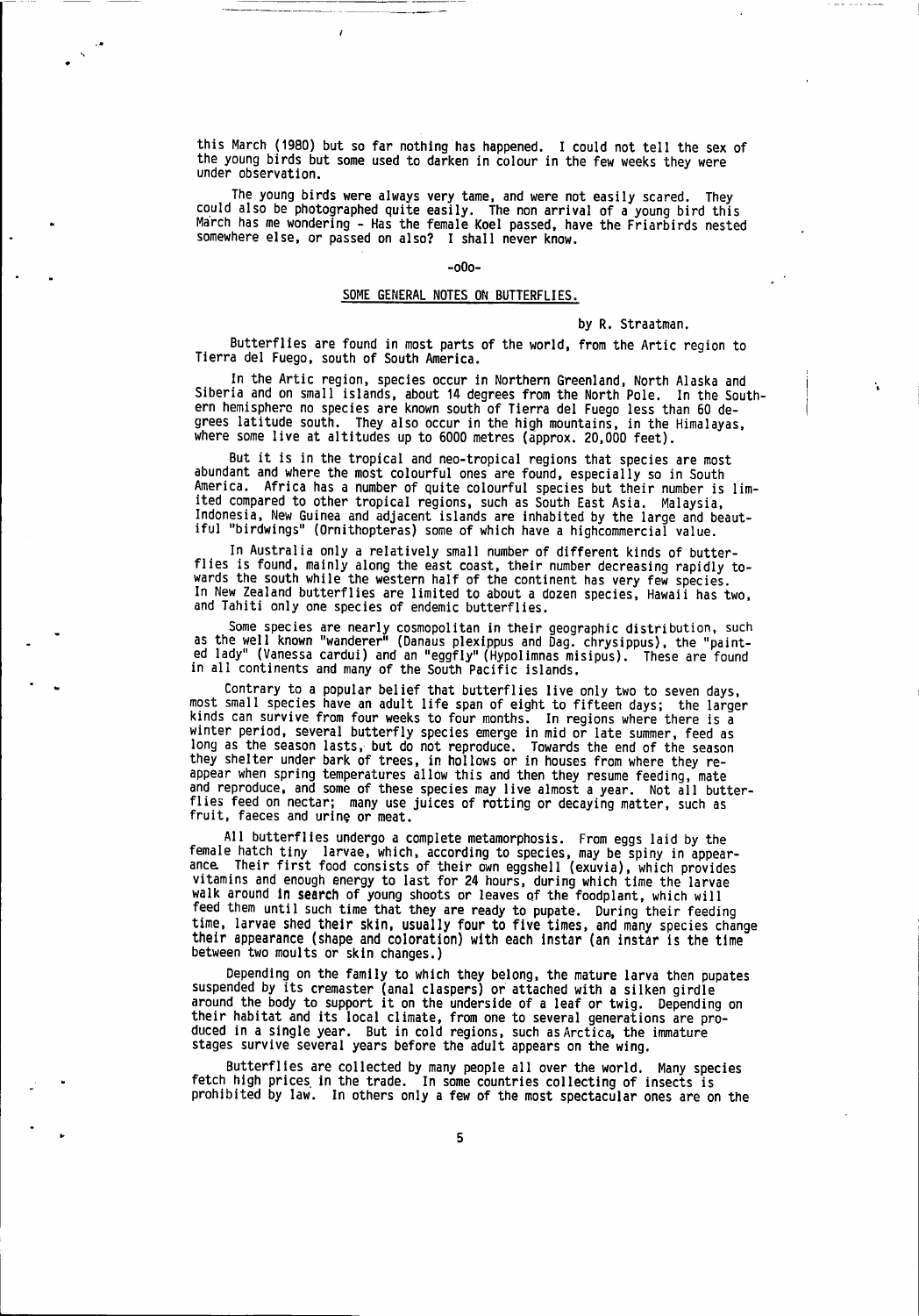this March (1980) but so far nothing has happened. I could not tell the sex of the young birds but some used to darken in colour in the few weeks they were under observation.

The young birds were always very tame, and were not easily scared. They could also be photographed quite easily. The non arrival of a young bird this March has me wondering - Has the female Koel passed, have the Friarbirds nested somewhere else, or passed on also? I shall never know.

-o0o-

## SOME GENERAL NOTES ON BUTTERFLIES.

by R. Straatman.

Butterflies are found in most parts of the world, from the Artic region to Tierra del Fuego, south of South America.

In the Artic region, species occur in Northern Greenland, North Alaska and Siberia and on small islands, about 14 degrees from the North Pole. In the Southern hemisphere no species are known south of Tierra del Fuego less than 60 degrees latitude south. They also occur in the high mountains, in the Himalayas, where some live at altitudes up to 6000 metres (approx. 20,000 feet).

But it is in the tropical and neo-tropical regions that species are most abundant and where the most colourful ones are found, especially so in South America. Africa has a number of quite colourful species but their number is limited compared to other tropical regions, such as South East Asia. Malaysia, Indonesia, New Guinea and adjacent islands are inhabited by the large and beautiful "birdwings" (Ornithopteras) some of which have a highcommercial value.

In Australia only a relatively small number of different kinds of butterflies is found, mainly along the east coast, their number decreasing rapidly towards the south while the western half of the continent has very few species. In New Zealand butterflies are limited to about a dozen species, Hawaii has two, and Tahiti only one species of endemic butterflies.

Some species are nearly cosmopolitan in their geographic distribution, such as the well known "wanderer" (Danaus plexippus and Dag. chrysippus), the "painted lady" (Vanessa cardui) and an "eggfly" (Hypolimnas misipus). These are found in all continents and many of the South Pacific islands.

Contrary to a popular belief that butterflies live only two to seven days, most small species have an adult life span of eight to fifteen days; the larger kinds can survive from four weeks to four months. In regions where there is a winter period, several butterfly species emerge in mid or late summer, feed as long as the season lasts, but do not reproduce. Towards the end of the season they shelter under bark of trees, in hollows or in houses from where they reappear when spring temperatures allow this and then they resume feeding, mate and reproduce, and some of these species may live almost a year. Not all butterflies feed on nectar; many use juices of rotting or decaying matter, such as fruit, faeces and urine or meat.

All butterflies undergo a complete metamorphosis. From eggs laid by the female hatch tiny larvae, which, according to species, may be spiny in appearance. Their first food consists of their own eggshell (exuvia), which provides vitamins and enough energy to last for 24 hours, during which time the larvae walk around in search of young shoots or leaves of the foodplant, which will feed them until such time that they are ready to pupate. During their feeding time, larvae shed their skin, usually four to five times, and many species change their appearance (shape and coloration) with each instar (an instar is the time between two moults or skin changes.)

Depending on the family to which they belong, the mature larva then pupates suspended by its cremaster (anal claspers) or attached with a silken girdle around the body to support it on the underside of a leaf or twig. Depending on their habitat and its local climate, from one to several generations are produced in a single year. But in cold regions, such as Arctica, the immature stages survive several years before the adult appears on the wing.

Butterflies are collected by many people all over the world. Many species fetch high prices in the trade. In some countries collecting of insects is prohibited by law. In others only a few of the most spectacular ones are on the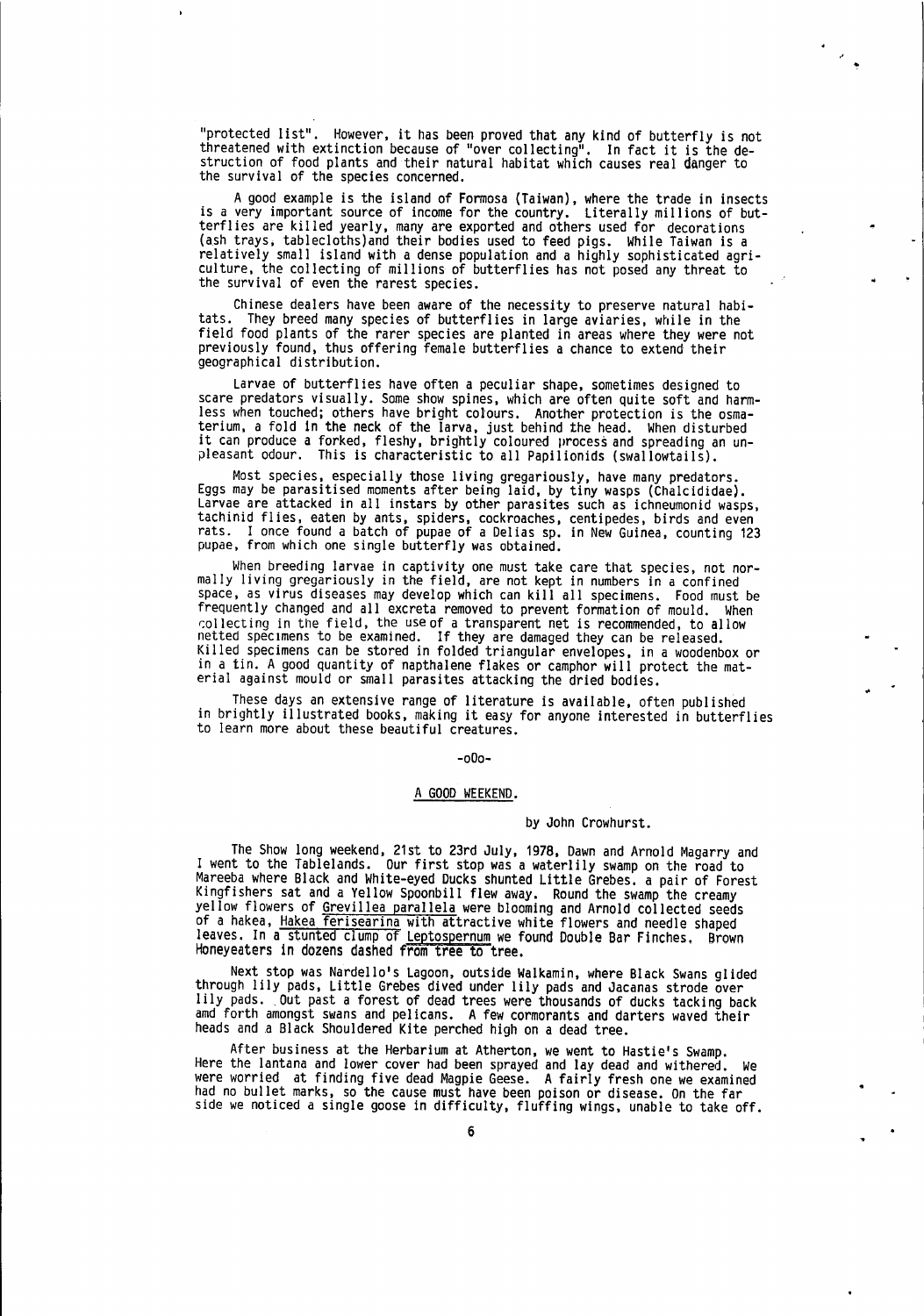"protected list". However, it has been proved that any kind of butterfly is not threatened with extinction because of "over collecting". In fact it is the destruction of food plants and their natural habitat which causes real danger to the survival of the species concerned.

A good example is the island of Formosa (Taiwan), where the trade in insects is a very important source of income for the country. Literally millions of butterflies are killed yearly, many are exported and others used for decorations (ash trays, tablecloths)and their bodies used to feed pigs. While Taiwan is a relatively small island with a dense population and a highly sophisticated agriculture, the collecting of millions of butterflies has not posed any threat to the survival of even the rarest species.

Chinese dealers have been aware of the necessity to preserve natural habitats. They breed many species of butterflies in large aviaries, while in the field food plants of the rarer species are planted in areas where they were not previously found, thus offering female butterflies a chance to extend their geographical distribution.

Larvae of butterflies have often a peculiar shape, sometimes designed to scare predators visually. Some show spines, which are often quite soft and harmless when touched; others have bright colours. Another protection is the osmaterium, a fold in the neck of the larva, just behind the head. When disturbed it can produce a forked, fleshy, brightly coloured process and spreading an unpleasant odour. This is characteristic to all Papilionids (swallowtails).

Most species, especially those living gregariously, have many predators. Eggs may be parasitised moments after being laid, by tiny wasps (Chalcididae). Larvae are attacked in all instars by other parasites such as ichneumonid wasps, tachinid flies, eaten by ants, spiders, cockroaches, centipedes, birds and even rats. I once found a batch of pupae of a Delias sp. in New Guinea, counting 123 pupae, from which one single butterfly was obtained.

When breeding larvae in captivity one must take care that species, not normally living gregariously in the field, are not kept in numbers in a confined space, as virus diseases may develop which can kill all specimens. Food must be frequently changed and all excreta removed to prevent formation of mould. When collecting in the field, the use of a transparent net is recommended, to allow netted specimens to be examined. If they are damaged they can be released. Killed specimens can be stored in folded triangular envelopes, in a woodenbox or in a tin. A good quantity of napthalene flakes or camphor will protect the material against mould or small parasites attacking the dried bodies.

These days an extensive range of literature is available, often published in brightly illustrated books, making it easy for anyone interested in butterflies to learn more about these beautiful creatures.

-o0o-

## A GOOD WEEKEND.

by John Crowhurst.

The Show long weekend, 21st to 23rd July, 1978, Dawn and Arnold Magarry and I went to the Tablelands. Our first stop was a waterlily swamp on the road to Mareeba where Black and White-eyed Ducks shunted Little Grebes. a pair of Forest Kingfishers sat and a Yellow Spoonbill flew away. Round the swamp the creamy yellow flowers of Grevillea parallela were blooming and Arnold collected seeds of a hakea, Hakea ferisearina with attractive white flowers and needle shaped leaves. In a stunted clump of Leptospernum we found Double Bar Finches. Brown Honeyeaters in dozens dashed from tree to tree.

Next stop was Nardello's Lagoon, outside Walkamin, where Black Swans glided through lily pads, Little Grebes dived under lily pads and Jacanas strode over lily pads. Out past a forest of dead trees were thousands of ducks tacking back amd forth amongst swans and pelicans. A few cormorants and darters waved their heads and a Black Shouldered Kite perched high on a dead tree.

After business at the Herbarium at Atherton, we went to Hastie's Swamp. Here the lantana and lower cover had been sprayed and lay dead and withered. We were worried at finding five dead Magpie Geese. A fairly fresh one we examined had no bullet marks, so the cause must have been poison or disease. On the far side we noticed a single goose in difficulty, fluffing wings, unable to take off.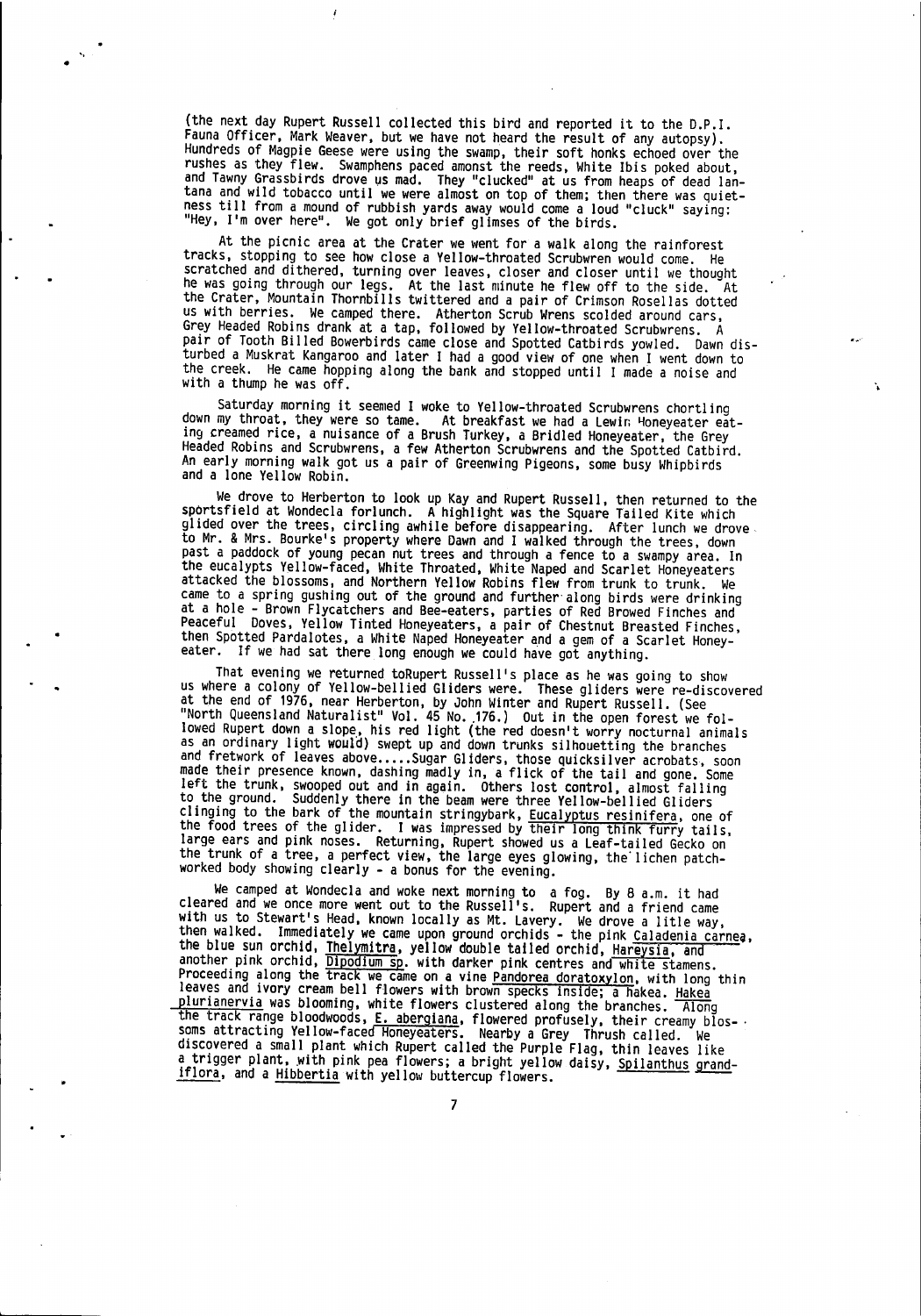(the next day Rupert Russell collected this bird and reported it to the D.P.I. Fauna Officer, Mark Weaver, but we have not heard the result of any autopsy). Hundreds of Magpie Geese were using the swamp, their soft honks echoed over the rushes as they flew. Swamphens paced amonst the reeds, White Ibis poked about, and Tawny Grassbirds drove us mad. They "clucked" at us from heaps of dead lantana and wild tobacco until we were almost on top of them; then there was quietness till from a mound of rubbish yards away would come a loud "cluck" saying: "Hey, I'm over here". We got only brief glimses of the birds.

At the picnic area at the Crater we went for a walk along the rainforest tracks, stopping to see how close a Yellow-throated Scrubwren would come. He scratched and dithered, turning over leaves, closer and closer until we thought he was going through our legs. At the last minute he flew off to the side. At the Crater, Mountain Thornbills twittered and a pair of Crimson Rosellas dotted us with berries. We camped there. Atherton Scrub Wrens scolded around cars, Grey Headed Robins drank at a tap, followed by Yellow-throated Scrubwrens. A pair of Tooth Billed Bowerbirds came close and Spotted Catbirds yowled. Dawn disturbed a Muskrat Kangaroo and later I had a good view of one when I went down to the creek. He came hopping along the bank and stopped until I made a noise and with a thump he was off.

Saturday morning it seemed I woke to Yellow-throated Scrubwrens chortling down my throat, they were so tame. At breakfast we had a Lewin Honeyeater eating creamed rice, a nuisance of a Brush Turkey, a Bridled Honeyeater, the Grey Headed Robins and Scrubwrens, a few Atherton Scrubwrens and the Spotted Catbird. An early morning walk got us a pair of Greenwing Pigeons, some busy Whipbirds and a lone Yellow Robin.

We drove to Herberton to look up Kay and Rupert Russell, then returned to the sportsfield at Wondecla forlunch. A highlight was the Square Tailed Kite which glided over the trees, circling awhile before disappearing. After lunch we drove to Mr. & Mrs. Bourke's property where Dawn and I walked through the trees, down past a paddock of young pecan nut trees and through a fence to a swampy area. In the eucalypts Yellow-faced, White Throated, White Naped and Scarlet Honeyeaters attacked the blossoms, and Northern Yellow Robins flew from trunk to trunk. We came to a spring gushing out of the ground and further along birds were drinking at a hole - Brown Flycatchers and Bee-eaters, parties of Red Browed Finches and Peaceful Doves, Yellow Tinted Honeyeaters, a pair of Chestnut Breasted Finches, then Spotted Pardalotes, a White Naped Honeyeater and a gem of a Scarlet Honeyeater. If we had sat there long enough we could have got anything.

That evening we returned toRupert Russell's place as he was going to show us where a colony of Yellow-bellied Gliders were. These gliders were re-discovered at the end of 1976, near Herberton, by John Winter and Rupert Russell. (See "North Queensland Naturalist" Vol. 45 No. 176.) Out in the open forest we followed Rupert down a slope, his red light (the red doesn't worry nocturnal animals as an ordinary light would) swept up and down trunks silhouetting the branches and fretwork of leaves above.....Sugar Gliders, those quicksilver acrobats, soon made their presence known, dashing madly in, a flick of the tail and gone. Some left the trunk, swooped out and in again. Others lost control, almost falling to the ground. Suddenly there in the beam were three Yellow-bellied Gliders clinging to the bark of the mountain stringybark, _Eucalyptus resinifera_, one of the food trees of the glider. I was impressed by their long think furry tails, large ears and pink noses. Returning, Rupert showed us a Leaf-tailed Gecko on the trunk of a tree, a perfect view, the large eyes glowing, the lichen patchworked body showing clearly - a bonus for the evening.

We camped at Wondecla and woke next morning to a fog. By 8 a.m. it had cleared and we once more went out to the Russell's. Rupert and a friend came with us to Stewart's Head, known locally as Mt. Lavery. We drove a litle way, then walked. Immediately we came upon ground orchids - the pink _Caladenia carnea_, the blue sun orchid, _Thelymitra_, yellow double tailed orchid, _Hareysia_, and another pink orchid, _Dipodium sp._ with darker pink centres and white stamens. Proceeding along the track we came on a vine _Pandorea doratoxylon_, with long thin leaves and ivory cream bell flowers with brown specks inside; a hakea. _Hakea plurianervia_ was blooming, white flowers clustered along the branches. Along the track range bloodwoods, _E. abergiana_, flowered profusely, their creamy blossoms attracting Yellow-faced Honeyeaters. Nearby a Grey Thrush called. We discovered a small plant which Rupert called the Purple Flag, thin leaves like a trigger plant, with pink pea flowers; a bright yellow daisy, _Spilanthus grandiflora_, and a _Hibbertia_ with yellow buttercup flowers.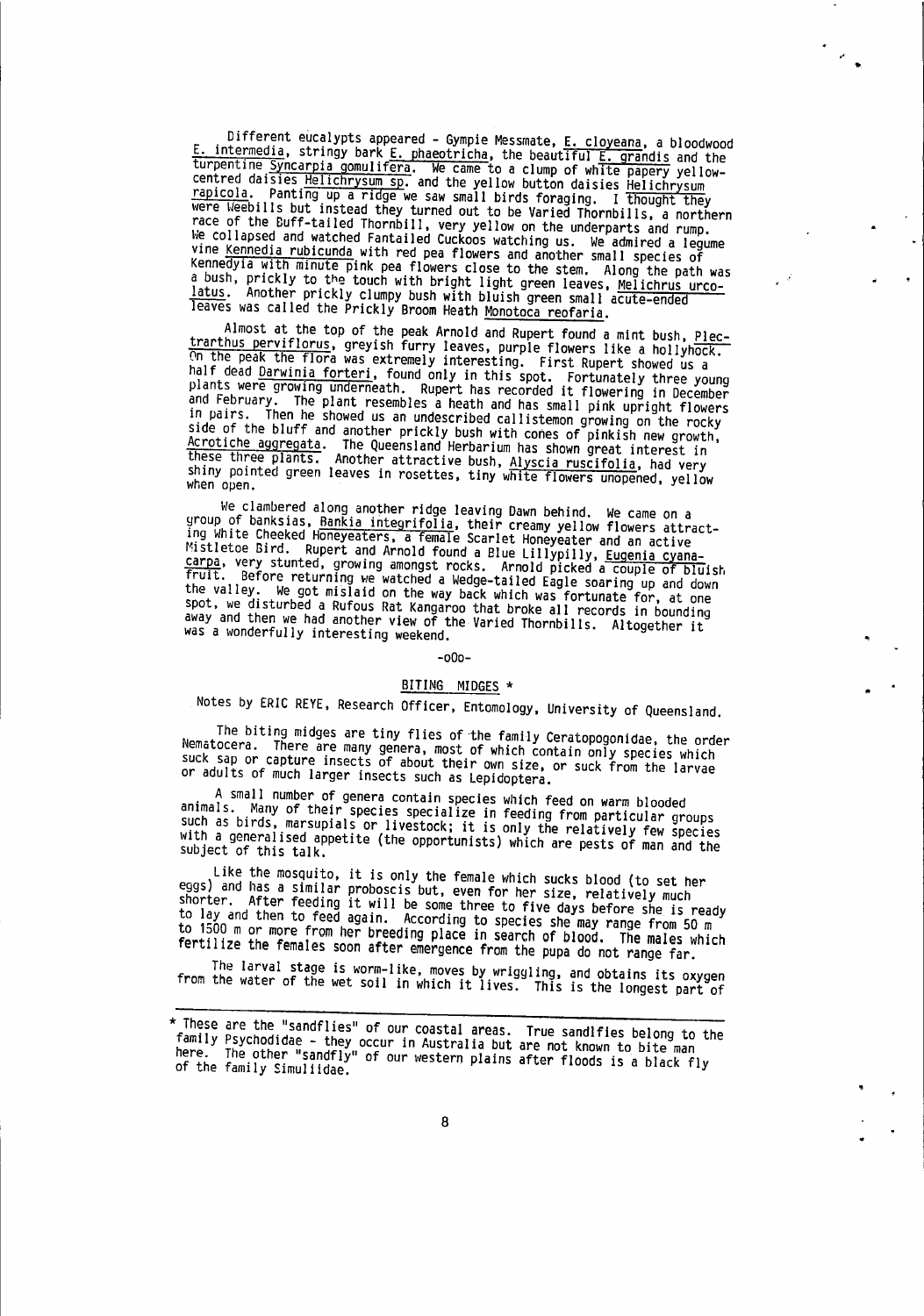Different eucalypts appeared - Gympie Messmate, E. cloyeana, a bloodwood E. intermedia, stringy bark E. phaeotricha, the beautiful E. grandis and the turpentine Syncarpia gomulifera. We came to a clump of white papery yellow-centred daisies Helichrysum sp. and the yellow button daisies Helichrysum rapicola. Panting up a ridge we saw small birds foraging. I thought they were Weebills but instead they turned out to be Varied Thornbills, a northern race of the Buff-tailed Thornbill, very yellow on the underparts and rump. We collapsed and watched Fantailed Cuckoos watching us. We admired a legume vine Kennedia rubicunda with red pea flowers and another small species of Kennedyia with minute pink pea flowers close to the stem. Along the path was a bush, prickly to the touch with bright light green leaves, Melichrus urceolatus. Another prickly clumpy bush with bluish green small acute-ended leaves was called the Prickly Broom Heath Monotoca reofaria.

Almost at the top of the peak Arnold and Rupert found a mint bush, Plectrarthus perviflorus, greyish furry leaves, purple flowers like a hollyhock. On the peak the flora was extremely interesting. First Rupert showed us a half dead Darwinia forteri, found only in this spot. Fortunately three young plants were growing underneath. Rupert has recorded it flowering in December and February. The plant resembles a heath and has small pink upright flowers in pairs. Then he showed us an undescribed callistemon growing on the rocky side of the bluff and another prickly bush with cones of pinkish new growth, Acrotiche aggregata. The Queensland Herbarium has shown great interest in these three plants. Another attractive bush, Alyscia ruscifolia, had very shiny pointed green leaves in rosettes, tiny white flowers unopened, yellow when open.

We clambered along another ridge leaving Dawn behind. We came on a group of banksias, Bankia integrifolia, their creamy yellow flowers attracting White Cheeked Honeyeaters, a female Scarlet Honeyeater and an active Mistletoe Bird. Rupert and Arnold found a Blue Lillypilly, Eugenia cyanacarpa, very stunted, growing amongst rocks. Arnold picked a couple of bluish fruit. Before returning we watched a Wedge-tailed Eagle soaring up and down the valley. We got mislaid on the way back which was fortunate for, at one spot, we disturbed a Rufous Rat Kangaroo that broke all records in bounding away and then we had another view of the Varied Thornbills. Altogether it was a wonderfully interesting weekend.

-oOo-

## BITING MIDGES *

Notes by ERIC REYE, Research Officer, Entomology, University of Queensland.

The biting midges are tiny flies of the family Ceratopogonidae, the order Nematocera. There are many genera, most of which contain only species which suck sap or capture insects of about their own size, or suck from the larvae or adults of much larger insects such as Lepidoptera.

A small number of genera contain species which feed on warm blooded animals. Many of their species specialize in feeding from particular groups such as birds, marsupials or livestock; it is only the relatively few species with a generalised appetite (the opportunists) which are pests of man and the subject of this talk.

Like the mosquito, it is only the female which sucks blood (to set her eggs) and has a similar proboscis but, even for her size, relatively much shorter. After feeding it will be some three to five days before she is ready to lay and then to feed again. According to species she may range from 50 m to 1500 m or more from her breeding place in search of blood. The males which fertilize the females soon after emergence from the pupa do not range far.

The larval stage is worm-like, moves by wriggling, and obtains its oxygen from the water of the wet soil in which it lives. This is the longest part of

---

* These are the "sandflies" of our coastal areas. True sandflies belong to the family Psychodidae - they occur in Australia but are not known to bite man here. The other "sandfly" of our western plains after floods is a black fly of the family Simuliidae.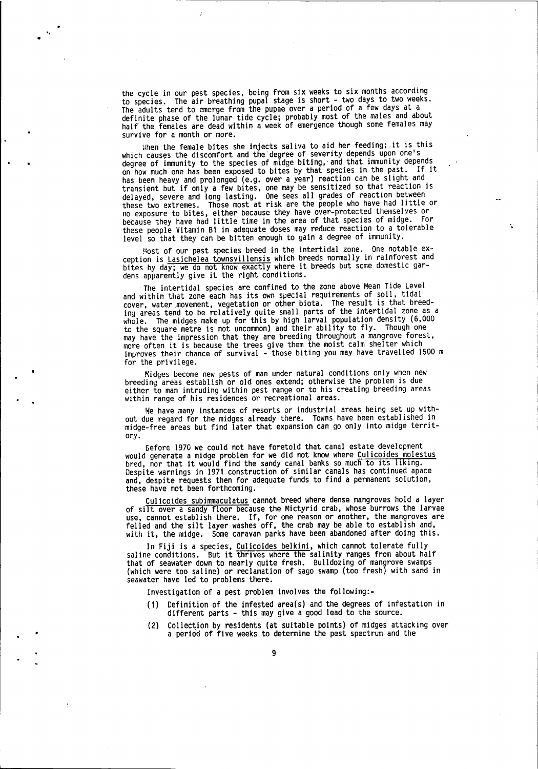the cycle in our pest species, being from six weeks to six months according to species. The air breathing pupal stage is short - two days to two weeks. The adults tend to emerge from the pupae over a period of a few days at a definite phase of the lunar tide cycle; probably most of the males and about half the females are dead within a week of emergence though some females may survive for a month or more.

When the female bites she injects saliva to aid her feeding; it is this which causes the discomfort and the degree of severity depends upon one's degree of immunity to the species of midge biting, and that immunity depends on how much one has been exposed to bites by that species in the past. If it has been heavy and prolonged (e.g. over a year) reaction can be slight and transient but if only a few bites, one may be sensitized so that reaction is delayed, severe and long lasting. One sees all grades of reaction between these two extremes. Those most at risk are the people who have had little or no exposure to bites, either because they have over-protected themselves or because they have had little time in the area of that species of midge. For these people Vitamin B1 in adequate doses may reduce reaction to a tolerable level so that they can be bitten enough to gain a degree of immunity.

Most of our pest species breed in the intertidal zone. One notable exception is Lasichelea townsvillensis which breeds normally in rainforest and bites by day; we do not know exactly where it breeds but some domestic gardens apparently give it the right conditions.

The intertidal species are confined to the zone above Mean Tide Level and within that zone each has its own special requirements of soil, tidal cover, water movement, vegetation or other biota. The result is that breeding areas tend to be relatively quite small parts of the intertidal zone as a whole. The midges make up for this by high larval population density (6,000 to the square metre is not uncommon) and their ability to fly. Though one may have the impression that they are breeding throughout a mangrove forest, more often it is because the trees give them the moist calm shelter which improves their chance of survival - those biting you may have travelled 1500 m for the privilege.

Midges become new pests of man under natural conditions only when new breeding areas establish or old ones extend; otherwise the problem is due either to man intruding within pest range or to his creating breeding areas within range of his residences or recreational areas.

We have many instances of resorts or industrial areas being set up without due regard for the midges already there. Towns have been established in midge-free areas but find later that expansion can go only into midge territory.

Before 1970 we could not have foretold that canal estate development would generate a midge problem for we did not know where Culicoides molestus bred, nor that it would find the sandy canal banks so much to its liking. Despite warnings in 1971 construction of similar canals has continued apace and, despite requests then for adequate funds to find a permanent solution, these have not been forthcoming.

Culicoides subimmaculatus cannot breed where dense mangroves hold a layer of silt over a sandy floor because the Mictyrid crab, whose burrows the larvae use, cannot establish there. If, for one reason or another, the mangroves are felled and the silt layer washes off, the crab may be able to establish and, with it, the midge. Some caravan parks have been abandoned after doing this.

In Fiji is a species, Culicoides belkini, which cannot tolerate fully saline conditions. But it thrives where the salinity ranges from about half that of seawater down to nearly quite fresh. Bulldozing of mangrove swamps (which were too saline) or reclamation of sago swamp (too fresh) with sand in seawater have led to problems there.

Investigation of a pest problem involves the following:-

(1) Definition of the infested area(s) and the degrees of infestation in different parts - this may give a good lead to the source.

(2) Collection by residents (at suitable points) of midges attacking over a period of five weeks to determine the pest spectrum and the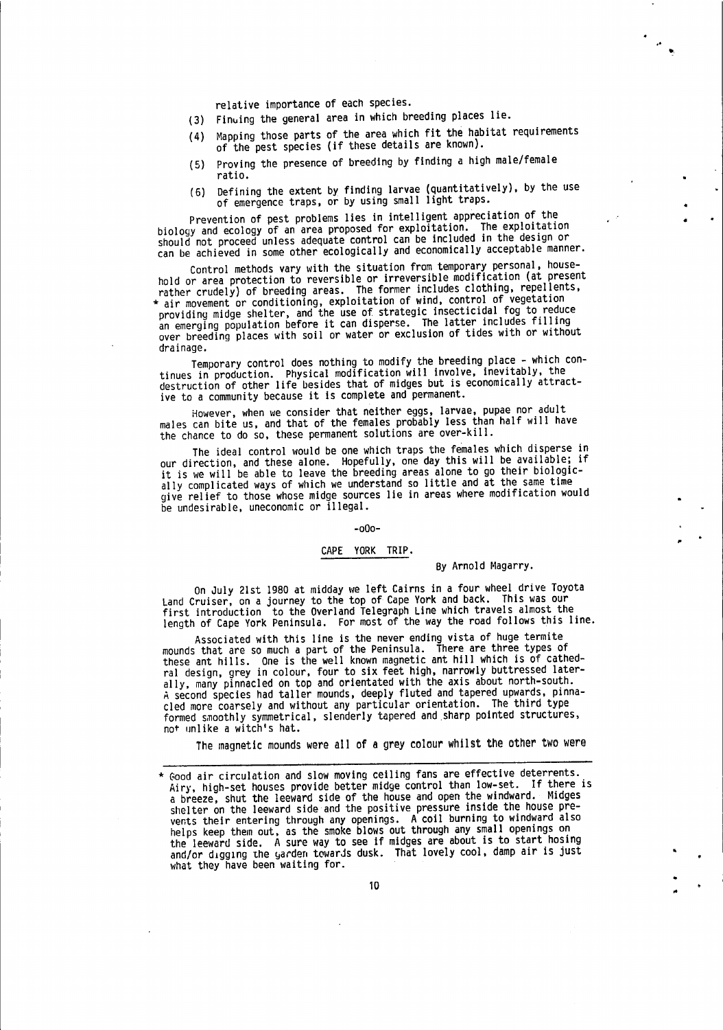relative importance of each species.

(3) Finding the general area in which breeding places lie.

(4) Mapping those parts of the area which fit the habitat requirements of the pest species (if these details are known).

(5) Proving the presence of breeding by finding a high male/female ratio.

(6) Defining the extent by finding larvae (quantitatively), by the use of emergence traps, or by using small light traps.

Prevention of pest problems lies in intelligent appreciation of the biology and ecology of an area proposed for exploitation. The exploitation should not proceed unless adequate control can be included in the design or can be achieved in some other ecologically and economically acceptable manner.

Control methods vary with the situation from temporary personal, household or area protection to reversible or irreversible modification (at present rather crudely) of breeding areas. The former includes clothing, repellents, * air movement or conditioning, exploitation of wind, control of vegetation providing midge shelter, and the use of strategic insecticidal fog to reduce an emerging population before it can disperse. The latter includes filling over breeding places with soil or water or exclusion of tides with or without drainage.

Temporary control does nothing to modify the breeding place - which continues in production. Physical modification will involve, inevitably, the destruction of other life besides that of midges but is economically attractive to a community because it is complete and permanent.

However, when we consider that neither eggs, larvae, pupae nor adult males can bite us, and that of the females probably less than half will have the chance to do so, these permanent solutions are over-kill.

The ideal control would be one which traps the females which disperse in our direction, and these alone. Hopefully, one day this will be available; if it is we will be able to leave the breeding areas alone to go their biologically complicated ways of which we understand so little and at the same time give relief to those whose midge sources lie in areas where modification would be undesirable, uneconomic or illegal.

-oOo-

## CAPE YORK TRIP.

By Arnold Magarry.

On July 21st 1980 at midday we left Cairns in a four wheel drive Toyota Land Cruiser, on a journey to the top of Cape York and back. This was our first introduction to the Overland Telegraph Line which travels almost the length of Cape York Peninsula. For most of the way the road follows this line.

Associated with this line is the never ending vista of huge termite mounds that are so much a part of the Peninsula. There are three types of these ant hills. One is the well known magnetic ant hill which is of cathedral design, grey in colour, four to six feet high, narrowly buttressed laterally, many pinnacled on top and orientated with the axis about north-south. A second species had taller mounds, deeply fluted and tapered upwards, pinnacled more coarsely and without any particular orientation. The third type formed smoothly symmetrical, slenderly tapered and sharp pointed structures, not unlike a witch's hat.

The magnetic mounds were all of a grey colour whilst the other two were

---

* Good air circulation and slow moving ceiling fans are effective deterrents. Airy, high-set houses provide better midge control than low-set. If there is a breeze, shut the leeward side of the house and open the windward. Midges shelter on the leeward side and the positive pressure inside the house prevents their entering through any openings. A coil burning to windward also helps keep them out, as the smoke blows out through any small openings on the leeward side. A sure way to see if midges are about is to start hosing and/or digging the garden towards dusk. That lovely cool, damp air is just what they have been waiting for.